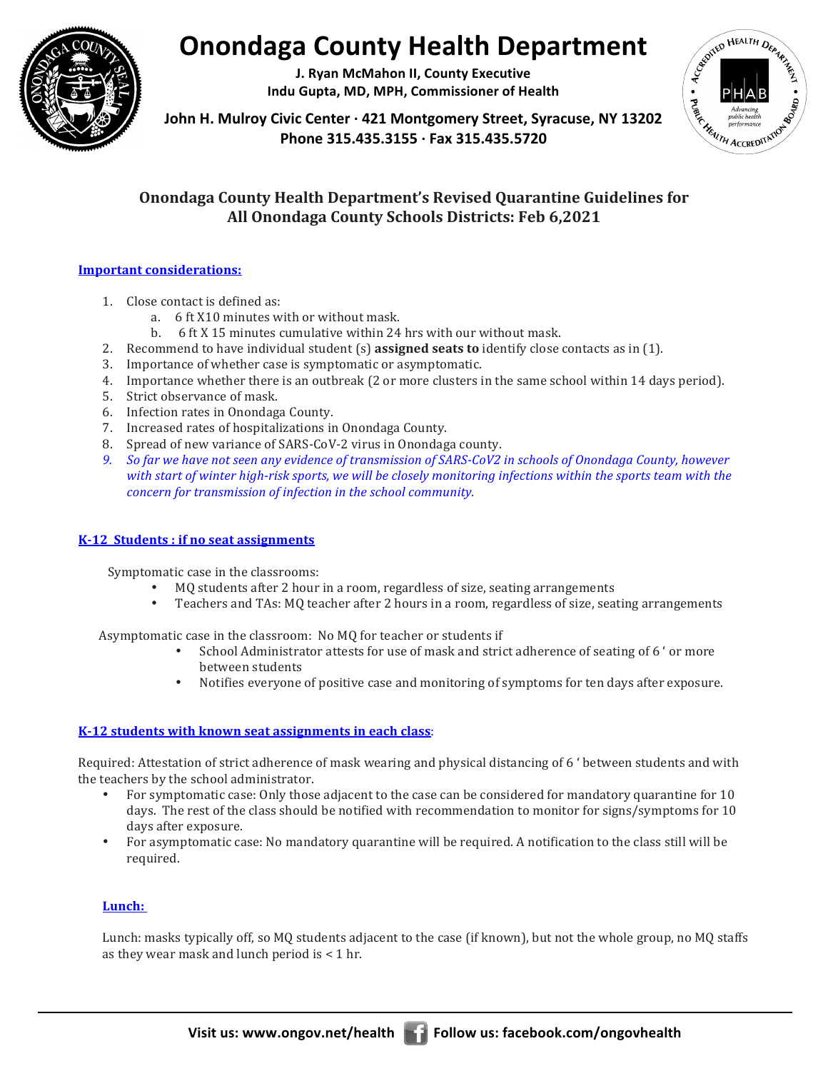# Onondaga County Health Department

**J. Ryan McMahon II, County Executive**
**Indu Gupta, MD, MPH, Commissioner of Health**

**John H. Mulroy Civic Center · 421 Montgomery Street, Syracuse, NY 13202**
**Phone 315.435.3155 · Fax 315.435.5720**

## Onondaga County Health Department's Revised Quarantine Guidelines for All Onondaga County Schools Districts: Feb 6,2021

### Important considerations:

1. Close contact is defined as:
   a. 6 ft X10 minutes with or without mask.
   b. 6 ft X 15 minutes cumulative within 24 hrs with our without mask.
2. Recommend to have individual student (s) **assigned seats to** identify close contacts as in (1).
3. Importance of whether case is symptomatic or asymptomatic.
4. Importance whether there is an outbreak (2 or more clusters in the same school within 14 days period).
5. Strict observance of mask.
6. Infection rates in Onondaga County.
7. Increased rates of hospitalizations in Onondaga County.
8. Spread of new variance of SARS-CoV-2 virus in Onondaga county.
9. *So far we have not seen any evidence of transmission of SARS-CoV2 in schools of Onondaga County, however with start of winter high-risk sports, we will be closely monitoring infections within the sports team with the concern for transmission of infection in the school community.*

### K-12 Students : if no seat assignments

Symptomatic case in the classrooms:

- MQ students after 2 hour in a room, regardless of size, seating arrangements
- Teachers and TAs: MQ teacher after 2 hours in a room, regardless of size, seating arrangements

Asymptomatic case in the classroom: No MQ for teacher or students if

- School Administrator attests for use of mask and strict adherence of seating of 6 ' or more between students
- Notifies everyone of positive case and monitoring of symptoms for ten days after exposure.

### K-12 students with known seat assignments in each class:

Required: Attestation of strict adherence of mask wearing and physical distancing of 6 ' between students and with the teachers by the school administrator.

- For symptomatic case: Only those adjacent to the case can be considered for mandatory quarantine for 10 days. The rest of the class should be notified with recommendation to monitor for signs/symptoms for 10 days after exposure.
- For asymptomatic case: No mandatory quarantine will be required. A notification to the class still will be required.

### Lunch:

Lunch: masks typically off, so MQ students adjacent to the case (if known), but not the whole group, no MQ staffs as they wear mask and lunch period is < 1 hr.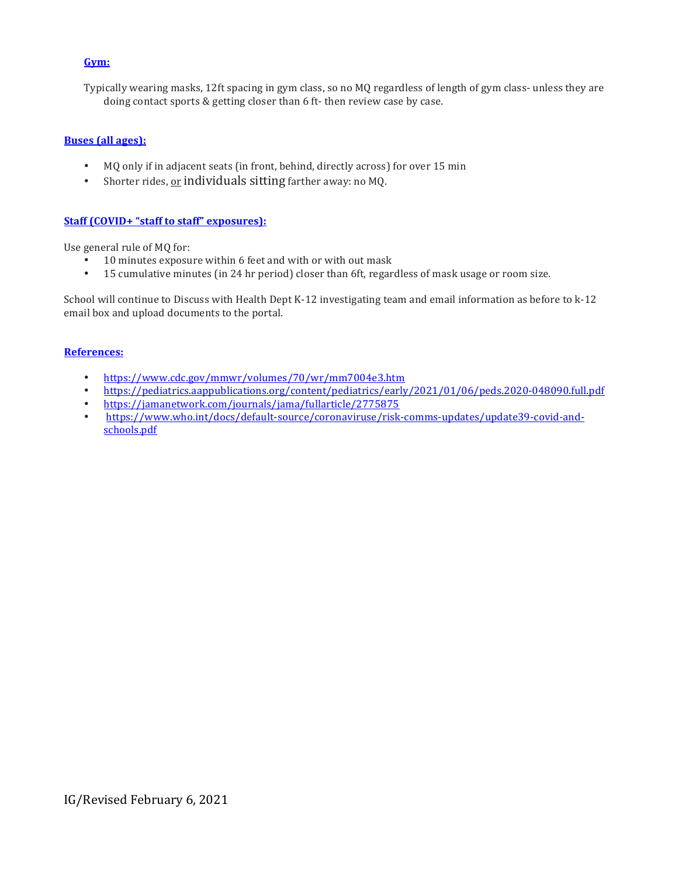**Gym:**

Typically wearing masks, 12ft spacing in gym class, so no MQ regardless of length of gym class- unless they are doing contact sports & getting closer than 6 ft- then review case by case.

**Buses (all ages):**

- MQ only if in adjacent seats (in front, behind, directly across) for over 15 min
- Shorter rides, or individuals sitting farther away: no MQ.

**Staff (COVID+ "staff to staff" exposures):**

Use general rule of MQ for:

- 10 minutes exposure within 6 feet and with or with out mask
- 15 cumulative minutes (in 24 hr period) closer than 6ft, regardless of mask usage or room size.

School will continue to Discuss with Health Dept K-12 investigating team and email information as before to k-12 email box and upload documents to the portal.

**References:**

- https://www.cdc.gov/mmwr/volumes/70/wr/mm7004e3.htm
- https://pediatrics.aappublications.org/content/pediatrics/early/2021/01/06/peds.2020-048090.full.pdf
- https://jamanetwork.com/journals/jama/fullarticle/2775875
- https://www.who.int/docs/default-source/coronaviruse/risk-comms-updates/update39-covid-and-schools.pdf

IG/Revised February 6, 2021